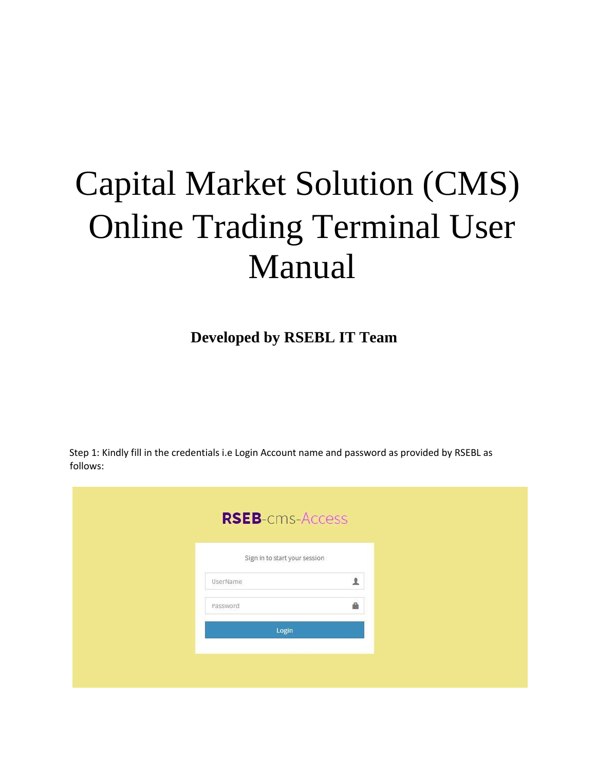# Capital Market Solution (CMS) Online Trading Terminal User Manual

**Developed by RSEBL IT Team**

Step 1: Kindly fill in the credentials i.e Login Account name and password as provided by RSEBL as follows:

RSEB-cms-Access

Sign in to start your session

UserName

Password

Login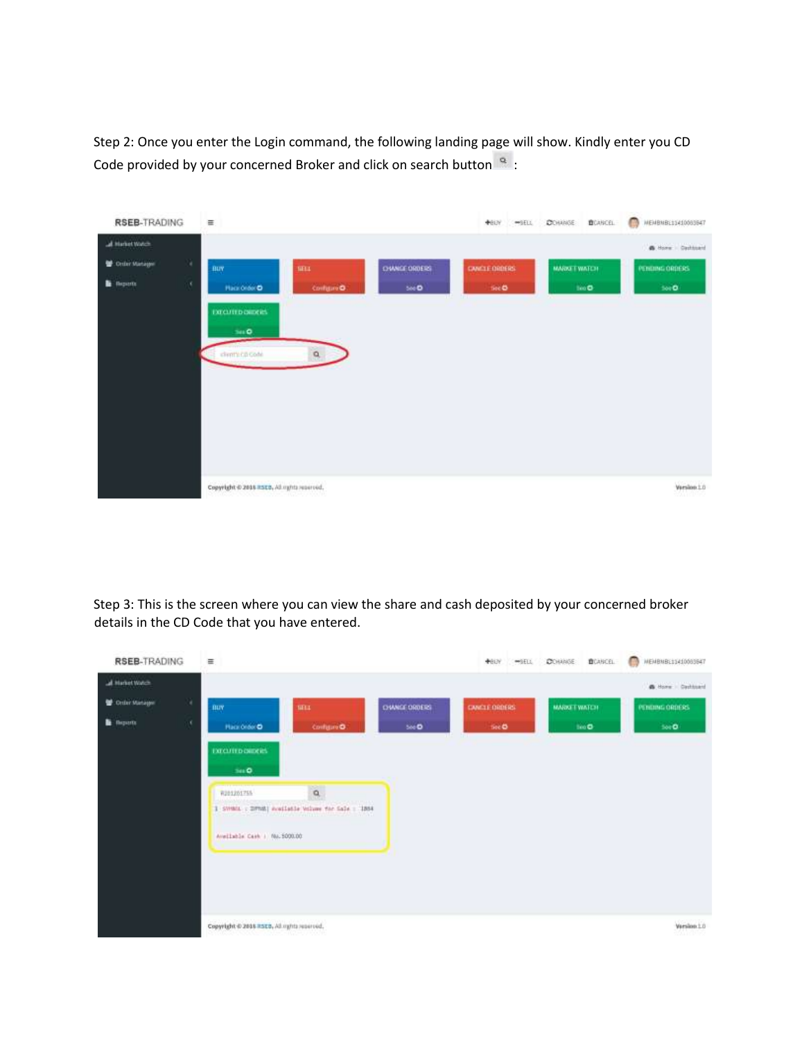Step 2: Once you enter the Login command, the following landing page will show. Kindly enter you CD Code provided by your concerned Broker and click on search button :

Step 3: This is the screen where you can view the share and cash deposited by your concerned broker details in the CD Code that you have entered.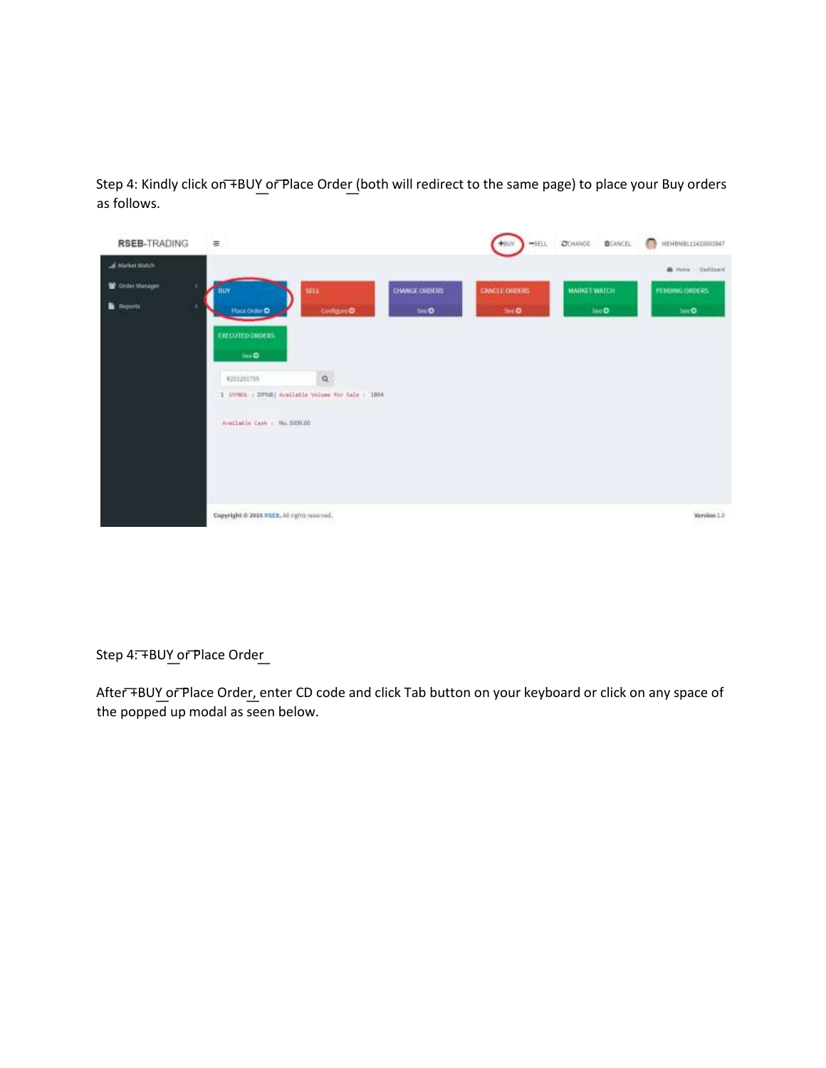Step 4: Kindly click on +BUY or Place Order (both will redirect to the same page) to place your Buy orders as follows.

Step 4: +BUY or Place Order

After +BUY or Place Order, enter CD code and click Tab button on your keyboard or click on any space of the popped up modal as seen below.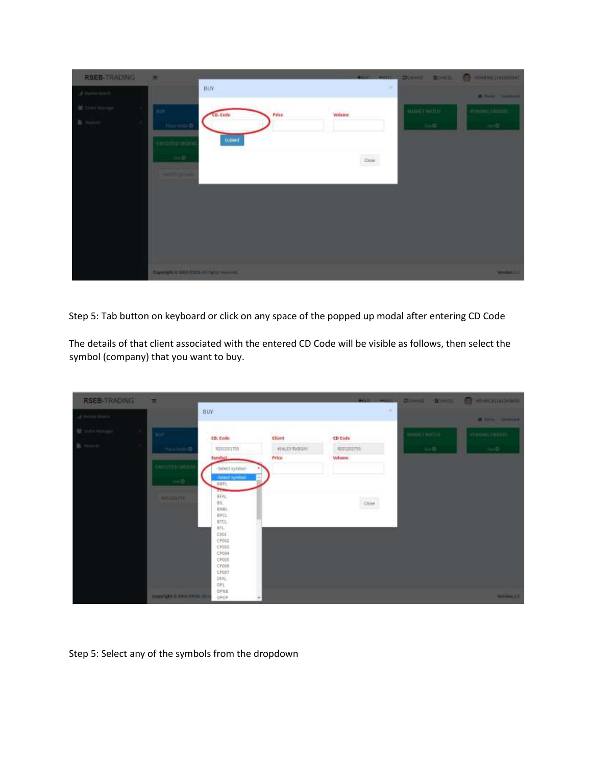Step 5: Tab button on keyboard or click on any space of the popped up modal after entering CD Code

The details of that client associated with the entered CD Code will be visible as follows, then select the symbol (company) that you want to buy.

Step 5: Select any of the symbols from the dropdown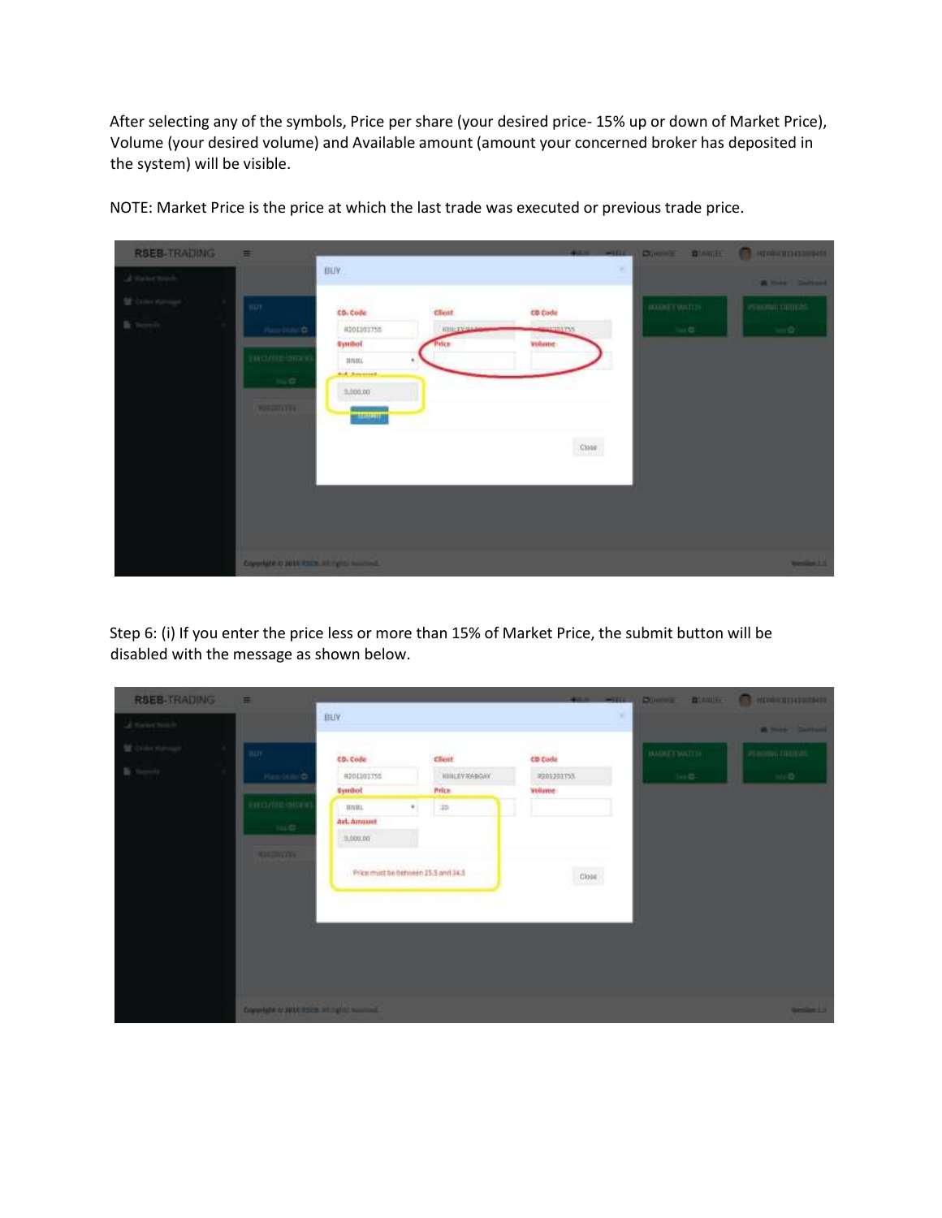After selecting any of the symbols, Price per share (your desired price- 15% up or down of Market Price), Volume (your desired volume) and Available amount (amount your concerned broker has deposited in the system) will be visible.

NOTE: Market Price is the price at which the last trade was executed or previous trade price.

Step 6: (i) If you enter the price less or more than 15% of Market Price, the submit button will be disabled with the message as shown below.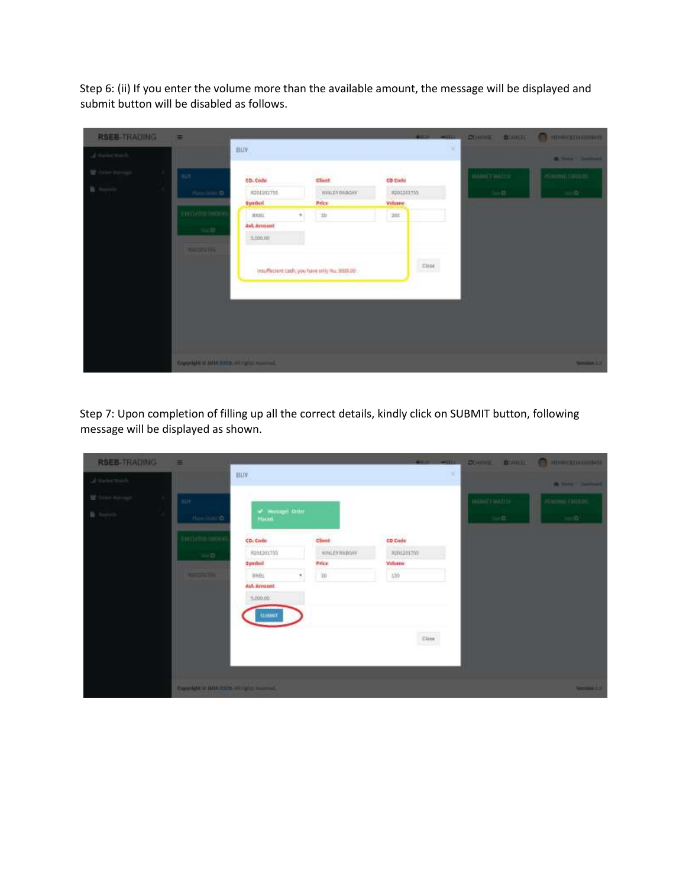Step 6: (ii) If you enter the volume more than the available amount, the message will be displayed and submit button will be disabled as follows.

Step 7: Upon completion of filling up all the correct details, kindly click on SUBMIT button, following message will be displayed as shown.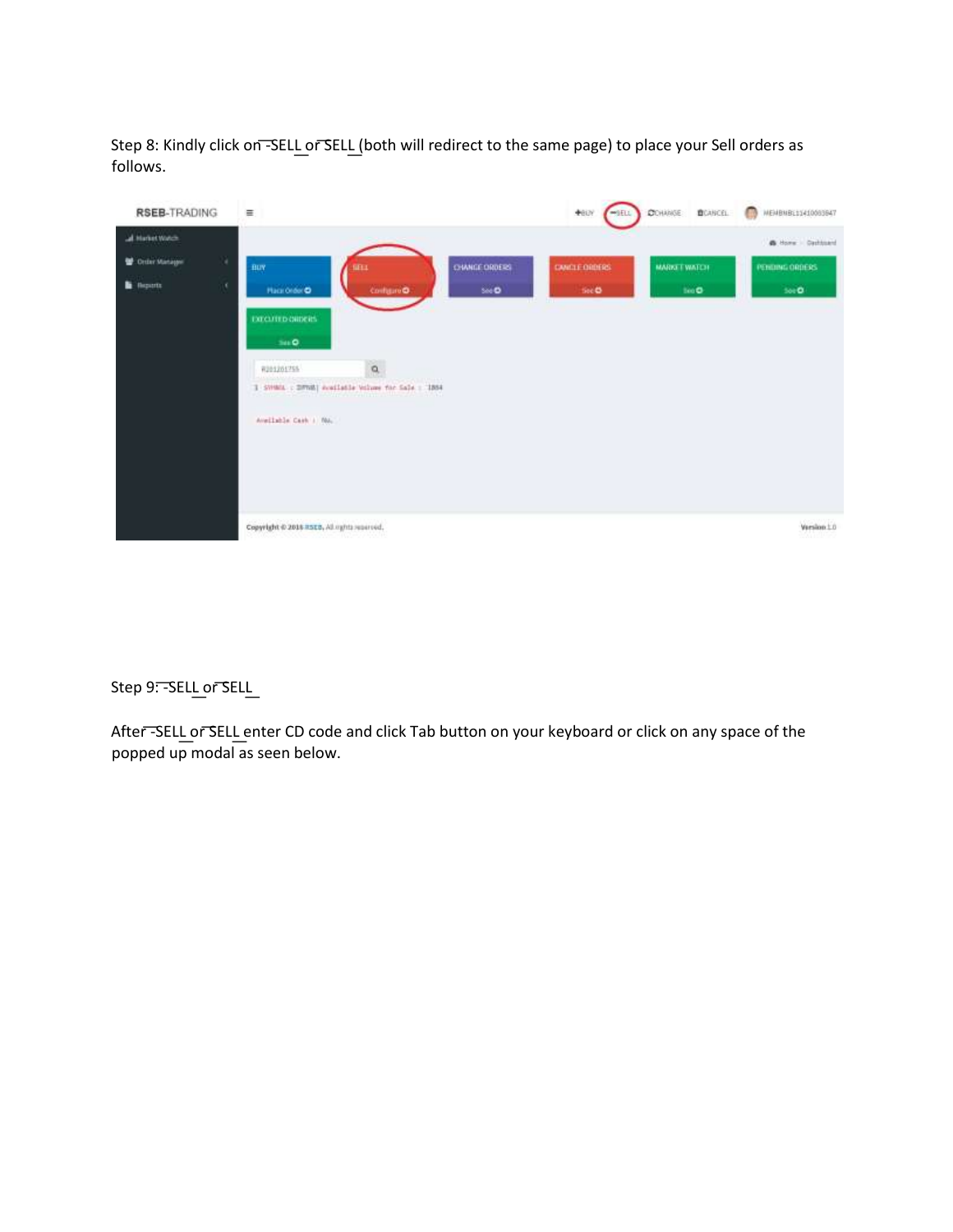Step 8: Kindly click on ‾-SELL_or‾SELL_(both will redirect to the same page) to place your Sell orders as follows.

Step 9: ‾-SELL_or‾SELL_

After‾-SELL_or‾SELL_enter CD code and click Tab button on your keyboard or click on any space of the popped up modal as seen below.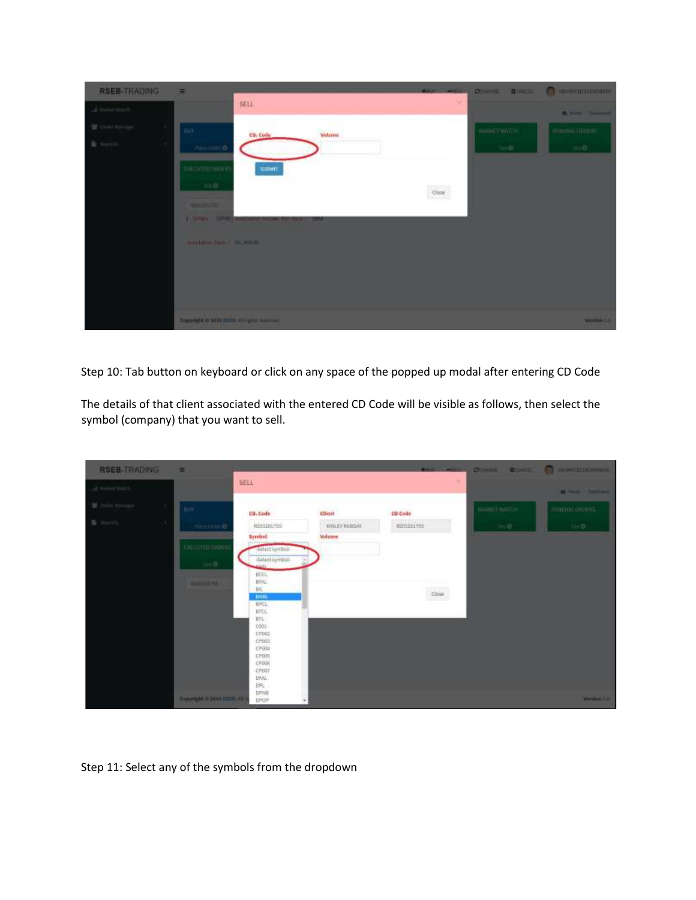Step 10: Tab button on keyboard or click on any space of the popped up modal after entering CD Code

The details of that client associated with the entered CD Code will be visible as follows, then select the symbol (company) that you want to sell.

Step 11: Select any of the symbols from the dropdown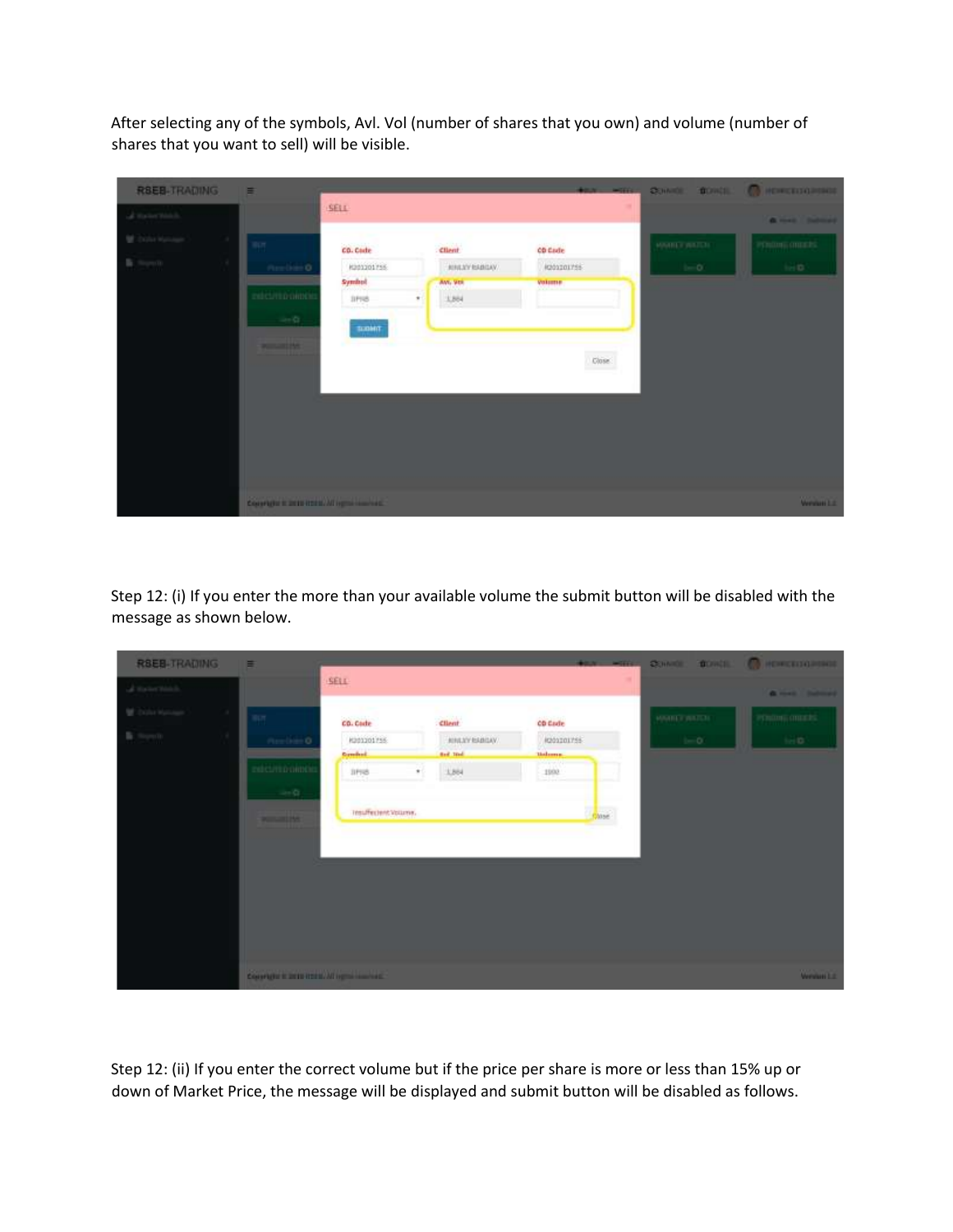After selecting any of the symbols, Avl. Vol (number of shares that you own) and volume (number of shares that you want to sell) will be visible.

Step 12: (i) If you enter the more than your available volume the submit button will be disabled with the message as shown below.

Step 12: (ii) If you enter the correct volume but if the price per share is more or less than 15% up or down of Market Price, the message will be displayed and submit button will be disabled as follows.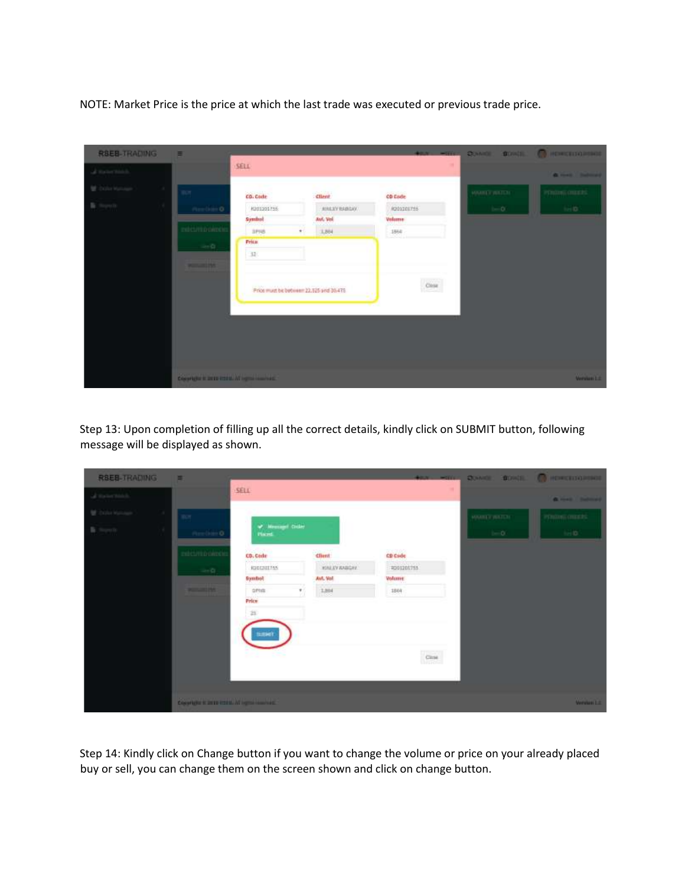NOTE: Market Price is the price at which the last trade was executed or previous trade price.

Step 13: Upon completion of filling up all the correct details, kindly click on SUBMIT button, following message will be displayed as shown.

Step 14: Kindly click on Change button if you want to change the volume or price on your already placed buy or sell, you can change them on the screen shown and click on change button.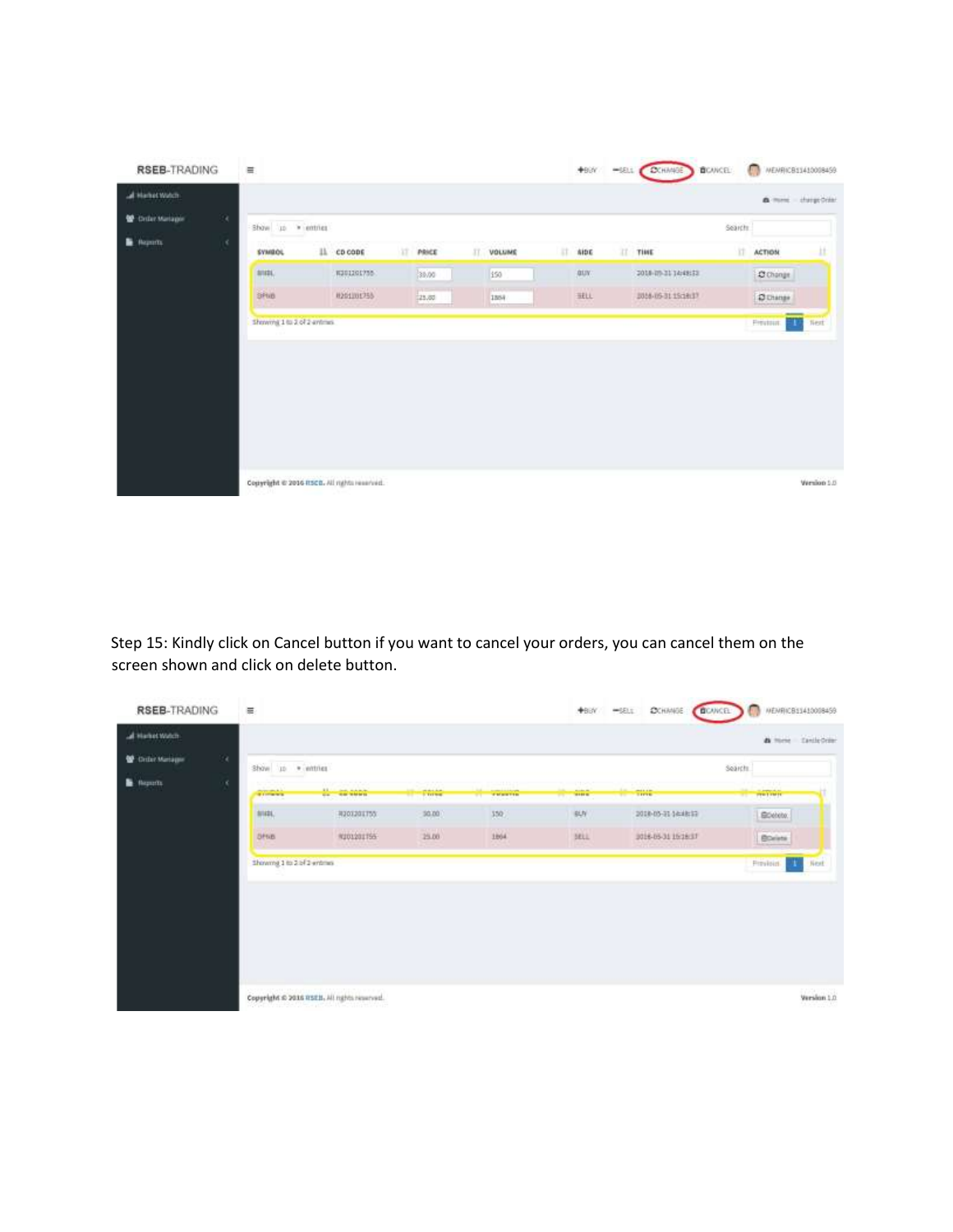Step 15: Kindly click on Cancel button if you want to cancel your orders, you can cancel them on the screen shown and click on delete button.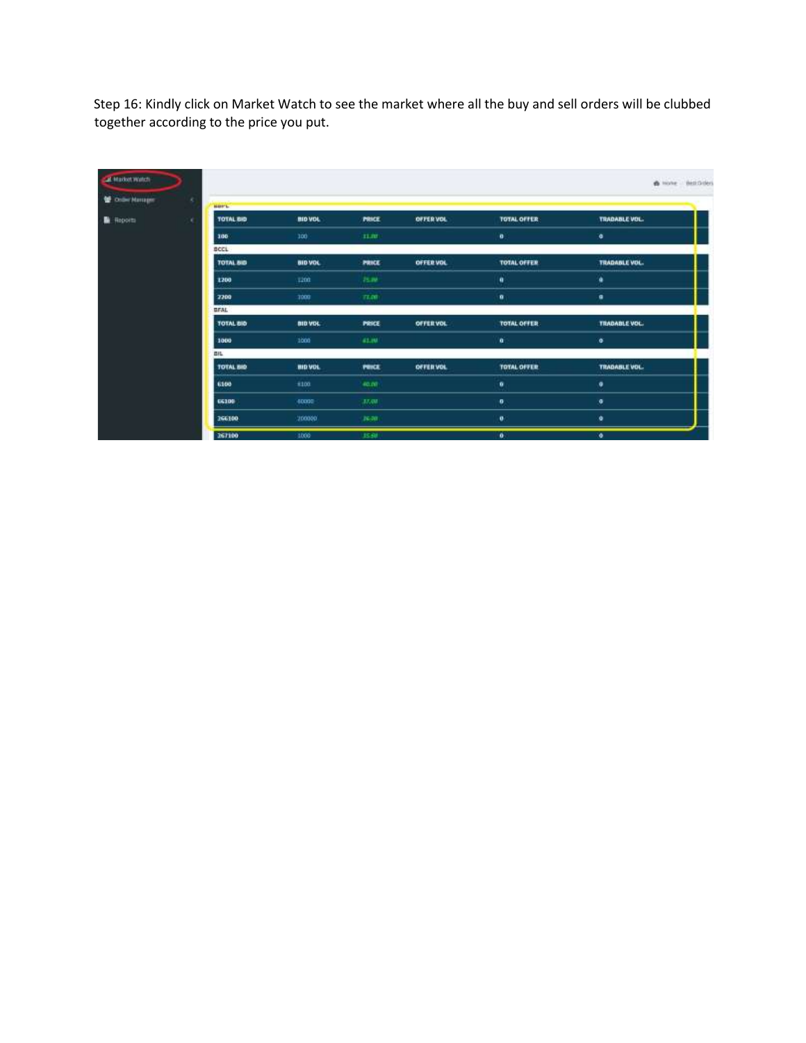Step 16: Kindly click on Market Watch to see the market where all the buy and sell orders will be clubbed together according to the price you put.